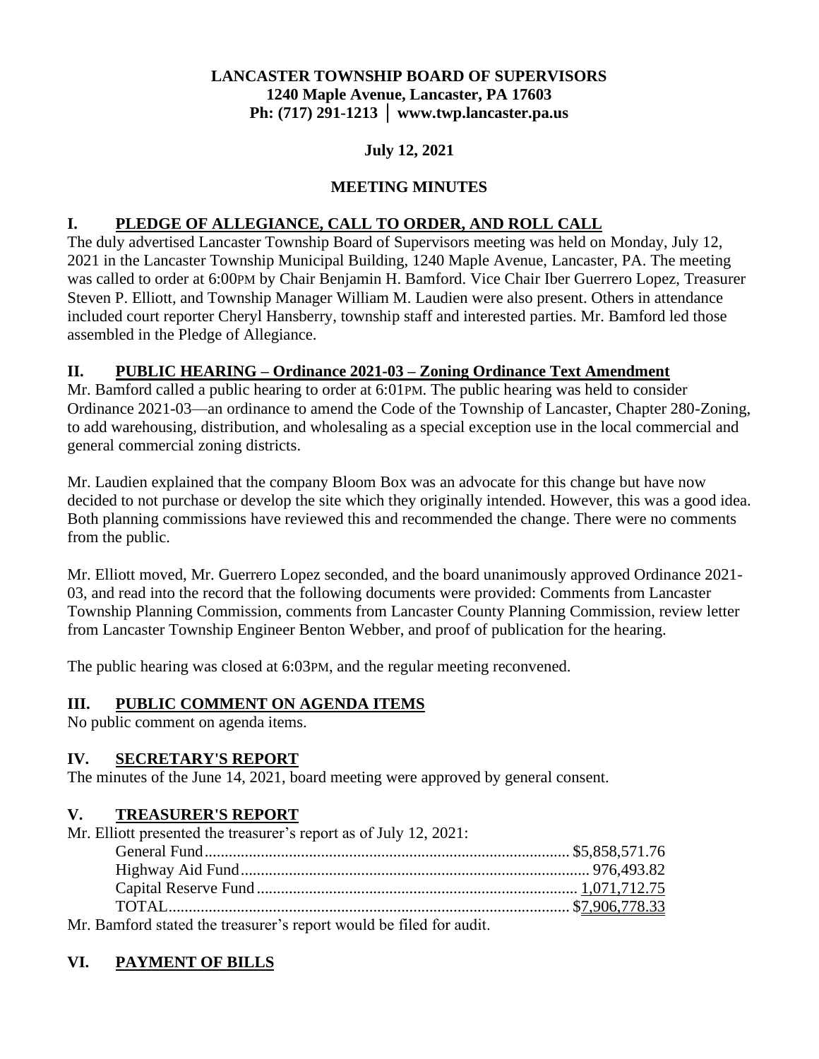**LANCASTER TOWNSHIP BOARD OF SUPERVISORS**
**1240 Maple Avenue, Lancaster, PA 17603**
**Ph: (717) 291-1213 │ www.twp.lancaster.pa.us**

**July 12, 2021**

**MEETING MINUTES**

## I. PLEDGE OF ALLEGIANCE, CALL TO ORDER, AND ROLL CALL

The duly advertised Lancaster Township Board of Supervisors meeting was held on Monday, July 12, 2021 in the Lancaster Township Municipal Building, 1240 Maple Avenue, Lancaster, PA. The meeting was called to order at 6:00PM by Chair Benjamin H. Bamford. Vice Chair Iber Guerrero Lopez, Treasurer Steven P. Elliott, and Township Manager William M. Laudien were also present. Others in attendance included court reporter Cheryl Hansberry, township staff and interested parties. Mr. Bamford led those assembled in the Pledge of Allegiance.

## II. PUBLIC HEARING – Ordinance 2021-03 – Zoning Ordinance Text Amendment

Mr. Bamford called a public hearing to order at 6:01PM. The public hearing was held to consider Ordinance 2021-03—an ordinance to amend the Code of the Township of Lancaster, Chapter 280-Zoning, to add warehousing, distribution, and wholesaling as a special exception use in the local commercial and general commercial zoning districts.

Mr. Laudien explained that the company Bloom Box was an advocate for this change but have now decided to not purchase or develop the site which they originally intended. However, this was a good idea. Both planning commissions have reviewed this and recommended the change. There were no comments from the public.

Mr. Elliott moved, Mr. Guerrero Lopez seconded, and the board unanimously approved Ordinance 2021-03, and read into the record that the following documents were provided: Comments from Lancaster Township Planning Commission, comments from Lancaster County Planning Commission, review letter from Lancaster Township Engineer Benton Webber, and proof of publication for the hearing.

The public hearing was closed at 6:03PM, and the regular meeting reconvened.

## III. PUBLIC COMMENT ON AGENDA ITEMS

No public comment on agenda items.

## IV. SECRETARY'S REPORT

The minutes of the June 14, 2021, board meeting were approved by general consent.

## V. TREASURER'S REPORT

Mr. Elliott presented the treasurer's report as of July 12, 2021:

| | |
|---|---|
| General Fund | $5,858,571.76 |
| Highway Aid Fund | 976,493.82 |
| Capital Reserve Fund | 1,071,712.75 |
| TOTAL | $7,906,778.33 |

Mr. Bamford stated the treasurer's report would be filed for audit.

## VI. PAYMENT OF BILLS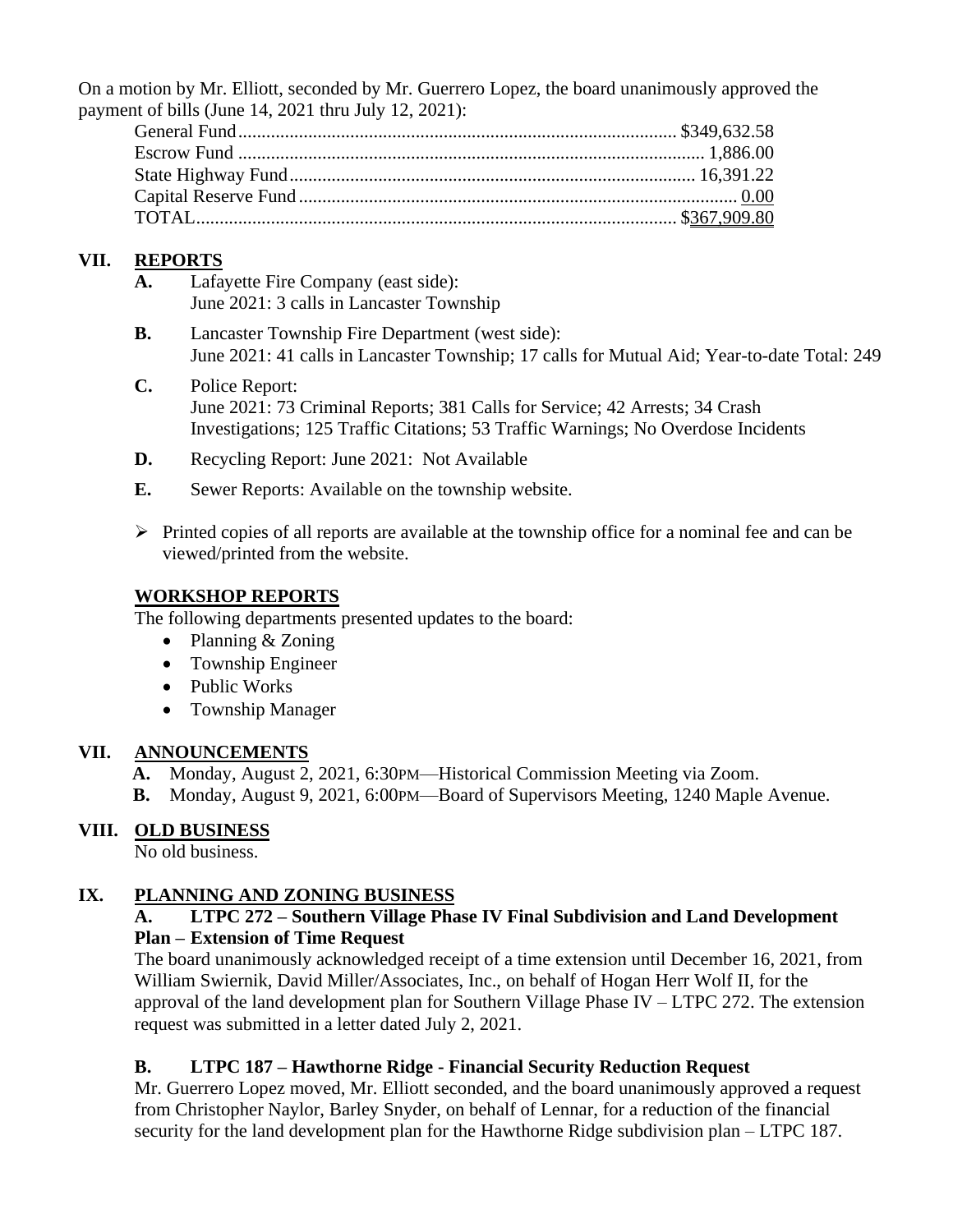On a motion by Mr. Elliott, seconded by Mr. Guerrero Lopez, the board unanimously approved the payment of bills (June 14, 2021 thru July 12, 2021):

| | |
|---|---|
| General Fund | $349,632.58 |
| Escrow Fund | 1,886.00 |
| State Highway Fund | 16,391.22 |
| Capital Reserve Fund | 0.00 |
| TOTAL | $367,909.80 |

## VII. REPORTS

**A.** Lafayette Fire Company (east side):
June 2021: 3 calls in Lancaster Township

**B.** Lancaster Township Fire Department (west side):
June 2021: 41 calls in Lancaster Township; 17 calls for Mutual Aid; Year-to-date Total: 249

**C.** Police Report:
June 2021: 73 Criminal Reports; 381 Calls for Service; 42 Arrests; 34 Crash Investigations; 125 Traffic Citations; 53 Traffic Warnings; No Overdose Incidents

**D.** Recycling Report: June 2021: Not Available

**E.** Sewer Reports: Available on the township website.

- Printed copies of all reports are available at the township office for a nominal fee and can be viewed/printed from the website.

### WORKSHOP REPORTS

The following departments presented updates to the board:

- Planning & Zoning
- Township Engineer
- Public Works
- Township Manager

## VII. ANNOUNCEMENTS

**A.** Monday, August 2, 2021, 6:30PM—Historical Commission Meeting via Zoom.

**B.** Monday, August 9, 2021, 6:00PM—Board of Supervisors Meeting, 1240 Maple Avenue.

## VIII. OLD BUSINESS

No old business.

## IX. PLANNING AND ZONING BUSINESS

### A. LTPC 272 – Southern Village Phase IV Final Subdivision and Land Development Plan – Extension of Time Request

The board unanimously acknowledged receipt of a time extension until December 16, 2021, from William Swiernik, David Miller/Associates, Inc., on behalf of Hogan Herr Wolf II, for the approval of the land development plan for Southern Village Phase IV – LTPC 272. The extension request was submitted in a letter dated July 2, 2021.

### B. LTPC 187 – Hawthorne Ridge - Financial Security Reduction Request

Mr. Guerrero Lopez moved, Mr. Elliott seconded, and the board unanimously approved a request from Christopher Naylor, Barley Snyder, on behalf of Lennar, for a reduction of the financial security for the land development plan for the Hawthorne Ridge subdivision plan – LTPC 187.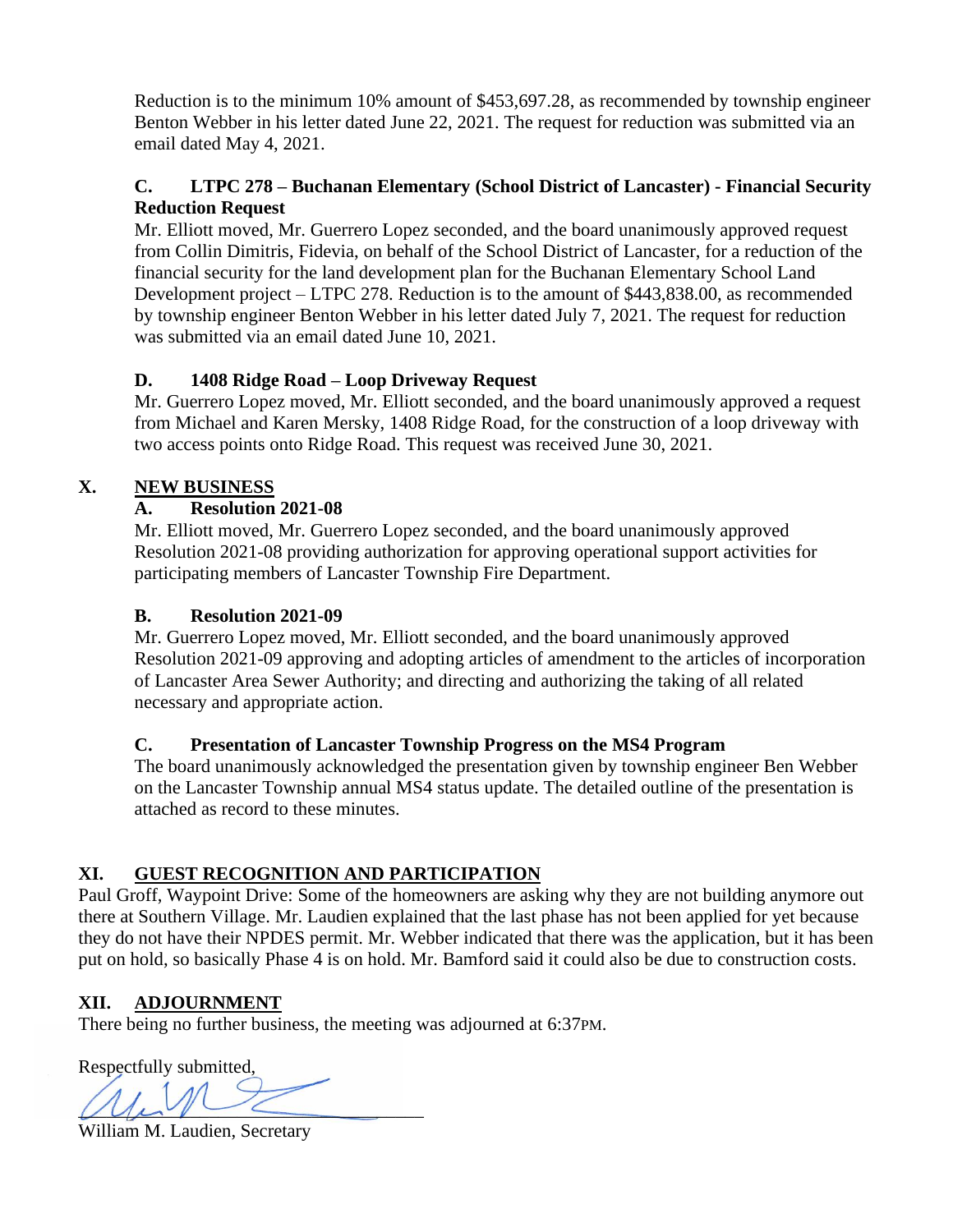Reduction is to the minimum 10% amount of $453,697.28, as recommended by township engineer Benton Webber in his letter dated June 22, 2021. The request for reduction was submitted via an email dated May 4, 2021.

**C. LTPC 278 – Buchanan Elementary (School District of Lancaster) - Financial Security Reduction Request**

Mr. Elliott moved, Mr. Guerrero Lopez seconded, and the board unanimously approved request from Collin Dimitris, Fidevia, on behalf of the School District of Lancaster, for a reduction of the financial security for the land development plan for the Buchanan Elementary School Land Development project – LTPC 278. Reduction is to the amount of $443,838.00, as recommended by township engineer Benton Webber in his letter dated July 7, 2021. The request for reduction was submitted via an email dated June 10, 2021.

**D. 1408 Ridge Road – Loop Driveway Request**

Mr. Guerrero Lopez moved, Mr. Elliott seconded, and the board unanimously approved a request from Michael and Karen Mersky, 1408 Ridge Road, for the construction of a loop driveway with two access points onto Ridge Road. This request was received June 30, 2021.

## X. NEW BUSINESS

**A. Resolution 2021-08**

Mr. Elliott moved, Mr. Guerrero Lopez seconded, and the board unanimously approved Resolution 2021-08 providing authorization for approving operational support activities for participating members of Lancaster Township Fire Department.

**B. Resolution 2021-09**

Mr. Guerrero Lopez moved, Mr. Elliott seconded, and the board unanimously approved Resolution 2021-09 approving and adopting articles of amendment to the articles of incorporation of Lancaster Area Sewer Authority; and directing and authorizing the taking of all related necessary and appropriate action.

**C. Presentation of Lancaster Township Progress on the MS4 Program**

The board unanimously acknowledged the presentation given by township engineer Ben Webber on the Lancaster Township annual MS4 status update. The detailed outline of the presentation is attached as record to these minutes.

## XI. GUEST RECOGNITION AND PARTICIPATION

Paul Groff, Waypoint Drive: Some of the homeowners are asking why they are not building anymore out there at Southern Village. Mr. Laudien explained that the last phase has not been applied for yet because they do not have their NPDES permit. Mr. Webber indicated that there was the application, but it has been put on hold, so basically Phase 4 is on hold. Mr. Bamford said it could also be due to construction costs.

## XII. ADJOURNMENT

There being no further business, the meeting was adjourned at 6:37PM.

Respectfully submitted,

William M. Laudien, Secretary